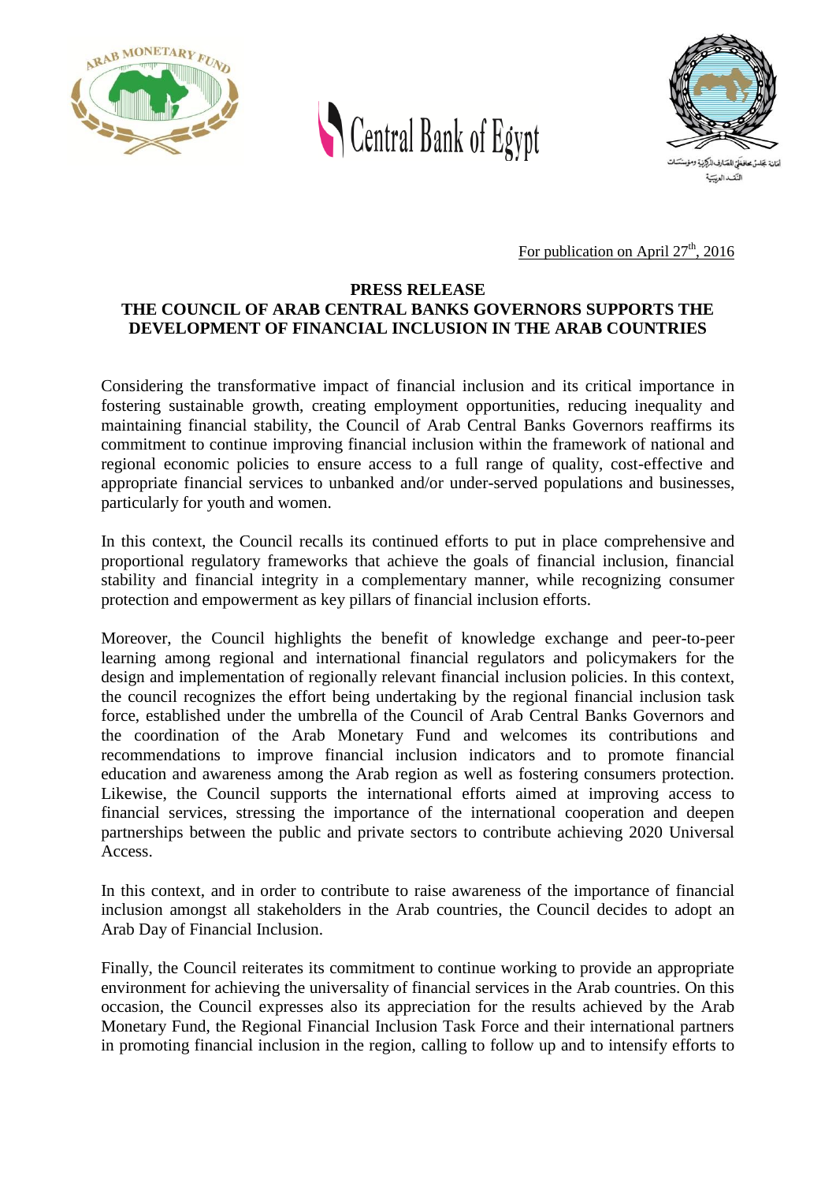Central Bank of Egypt

For publication on April 27th, 2016

**PRESS RELEASE**

# THE COUNCIL OF ARAB CENTRAL BANKS GOVERNORS SUPPORTS THE DEVELOPMENT OF FINANCIAL INCLUSION IN THE ARAB COUNTRIES

Considering the transformative impact of financial inclusion and its critical importance in fostering sustainable growth, creating employment opportunities, reducing inequality and maintaining financial stability, the Council of Arab Central Banks Governors reaffirms its commitment to continue improving financial inclusion within the framework of national and regional economic policies to ensure access to a full range of quality, cost-effective and appropriate financial services to unbanked and/or under-served populations and businesses, particularly for youth and women.

In this context, the Council recalls its continued efforts to put in place comprehensive and proportional regulatory frameworks that achieve the goals of financial inclusion, financial stability and financial integrity in a complementary manner, while recognizing consumer protection and empowerment as key pillars of financial inclusion efforts.

Moreover, the Council highlights the benefit of knowledge exchange and peer-to-peer learning among regional and international financial regulators and policymakers for the design and implementation of regionally relevant financial inclusion policies. In this context, the council recognizes the effort being undertaking by the regional financial inclusion task force, established under the umbrella of the Council of Arab Central Banks Governors and the coordination of the Arab Monetary Fund and welcomes its contributions and recommendations to improve financial inclusion indicators and to promote financial education and awareness among the Arab region as well as fostering consumers protection. Likewise, the Council supports the international efforts aimed at improving access to financial services, stressing the importance of the international cooperation and deepen partnerships between the public and private sectors to contribute achieving 2020 Universal Access.

In this context, and in order to contribute to raise awareness of the importance of financial inclusion amongst all stakeholders in the Arab countries, the Council decides to adopt an Arab Day of Financial Inclusion.

Finally, the Council reiterates its commitment to continue working to provide an appropriate environment for achieving the universality of financial services in the Arab countries. On this occasion, the Council expresses also its appreciation for the results achieved by the Arab Monetary Fund, the Regional Financial Inclusion Task Force and their international partners in promoting financial inclusion in the region, calling to follow up and to intensify efforts to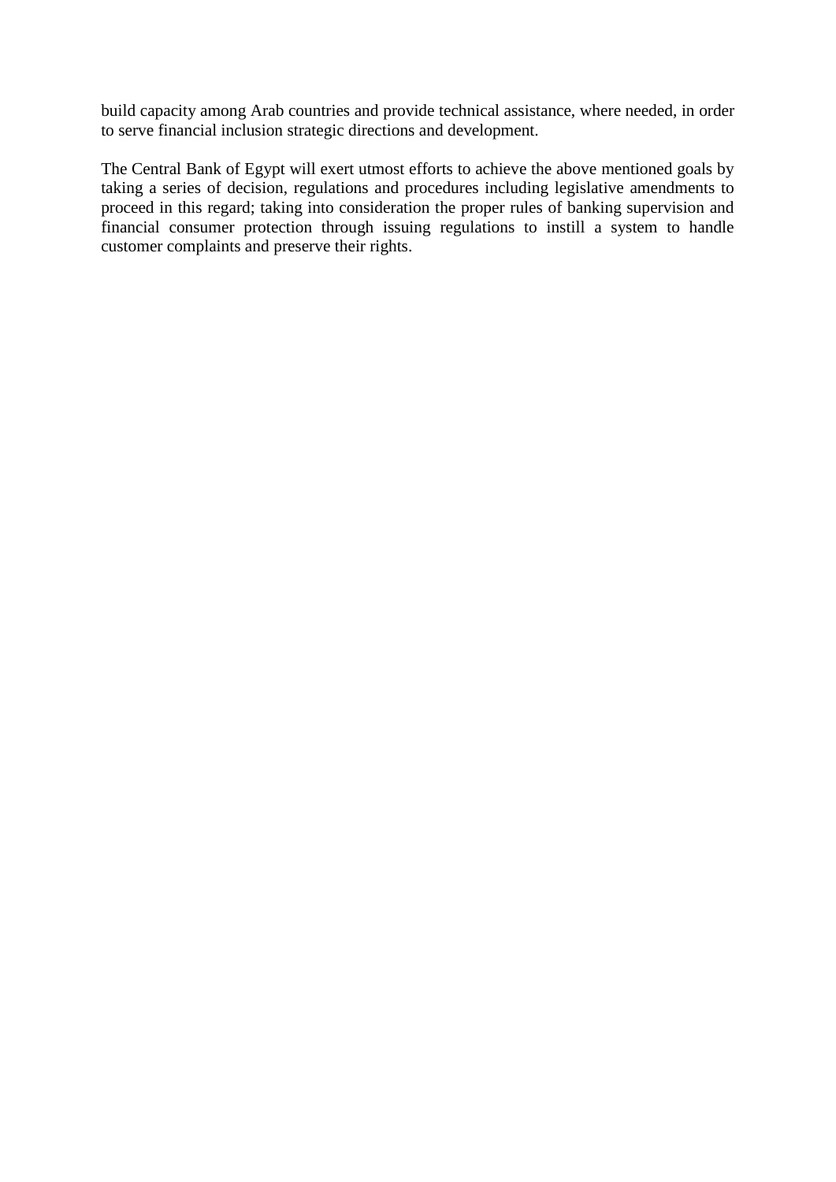build capacity among Arab countries and provide technical assistance, where needed, in order to serve financial inclusion strategic directions and development.

The Central Bank of Egypt will exert utmost efforts to achieve the above mentioned goals by taking a series of decision, regulations and procedures including legislative amendments to proceed in this regard; taking into consideration the proper rules of banking supervision and financial consumer protection through issuing regulations to instill a system to handle customer complaints and preserve their rights.